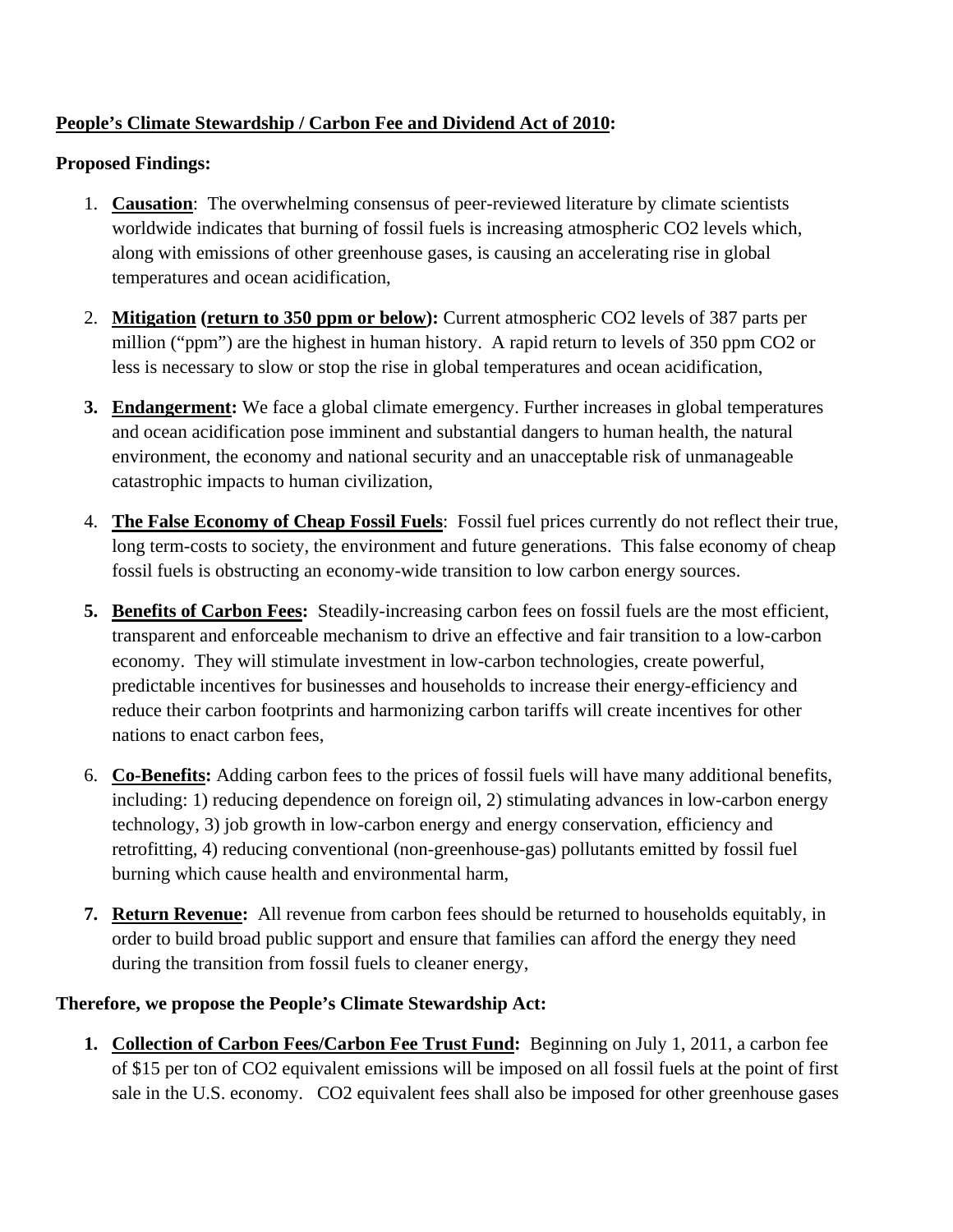**People's Climate Stewardship / Carbon Fee and Dividend Act of 2010:**

**Proposed Findings:**

1. **Causation**: The overwhelming consensus of peer-reviewed literature by climate scientists worldwide indicates that burning of fossil fuels is increasing atmospheric $CO_2$ levels which, along with emissions of other greenhouse gases, is causing an accelerating rise in global temperatures and ocean acidification,

2. **Mitigation (return to 350 ppm or below):** Current atmospheric $CO_2$ levels of 387 parts per million ("ppm") are the highest in human history. A rapid return to levels of 350 ppm $CO_2$ or less is necessary to slow or stop the rise in global temperatures and ocean acidification,

3. **Endangerment:** We face a global climate emergency. Further increases in global temperatures and ocean acidification pose imminent and substantial dangers to human health, the natural environment, the economy and national security and an unacceptable risk of unmanageable catastrophic impacts to human civilization,

4. **The False Economy of Cheap Fossil Fuels**: Fossil fuel prices currently do not reflect their true, long term-costs to society, the environment and future generations. This false economy of cheap fossil fuels is obstructing an economy-wide transition to low carbon energy sources.

5. **Benefits of Carbon Fees:** Steadily-increasing carbon fees on fossil fuels are the most efficient, transparent and enforceable mechanism to drive an effective and fair transition to a low-carbon economy. They will stimulate investment in low-carbon technologies, create powerful, predictable incentives for businesses and households to increase their energy-efficiency and reduce their carbon footprints and harmonizing carbon tariffs will create incentives for other nations to enact carbon fees,

6. **Co-Benefits:** Adding carbon fees to the prices of fossil fuels will have many additional benefits, including: 1) reducing dependence on foreign oil, 2) stimulating advances in low-carbon energy technology, 3) job growth in low-carbon energy and energy conservation, efficiency and retrofitting, 4) reducing conventional (non-greenhouse-gas) pollutants emitted by fossil fuel burning which cause health and environmental harm,

7. **Return Revenue:** All revenue from carbon fees should be returned to households equitably, in order to build broad public support and ensure that families can afford the energy they need during the transition from fossil fuels to cleaner energy,

**Therefore, we propose the People's Climate Stewardship Act:**

1. **Collection of Carbon Fees/Carbon Fee Trust Fund:** Beginning on July 1, 2011, a carbon fee of $15 per ton of $CO_2$ equivalent emissions will be imposed on all fossil fuels at the point of first sale in the U.S. economy. $CO_2$ equivalent fees shall also be imposed for other greenhouse gases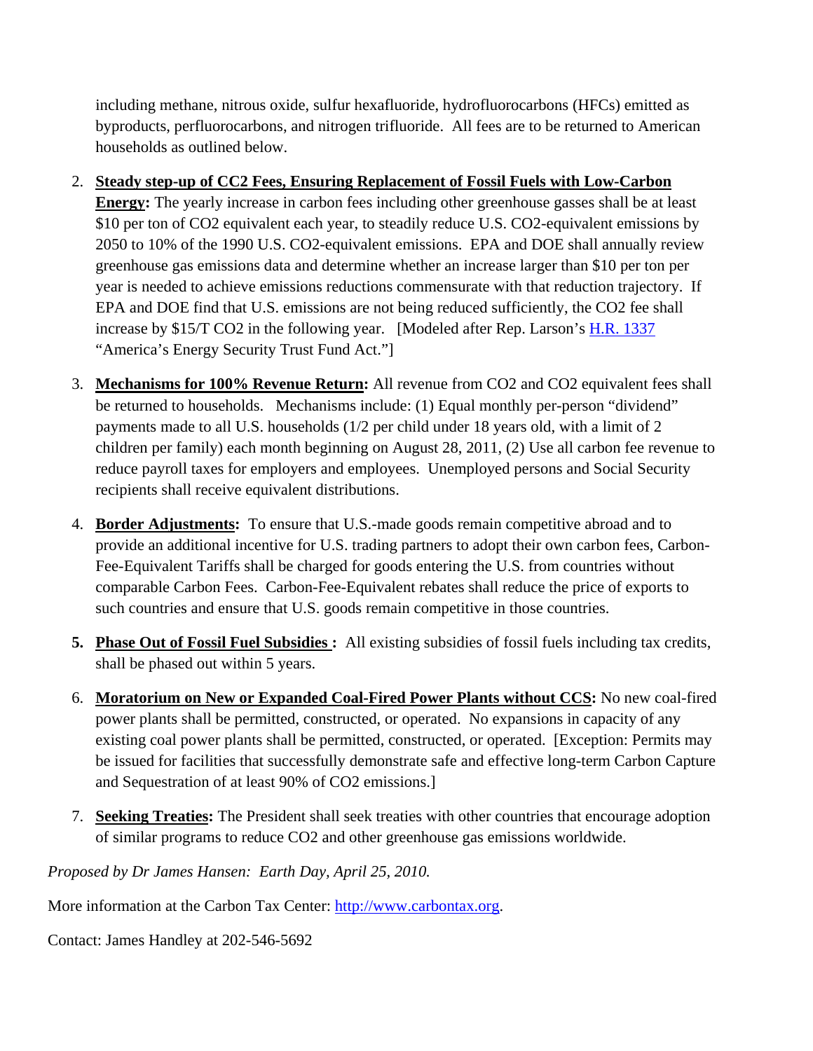including methane, nitrous oxide, sulfur hexafluoride, hydrofluorocarbons (HFCs) emitted as byproducts, perfluorocarbons, and nitrogen trifluoride. All fees are to be returned to American households as outlined below.

2. **Steady step-up of CC2 Fees, Ensuring Replacement of Fossil Fuels with Low-Carbon Energy:** The yearly increase in carbon fees including other greenhouse gasses shall be at least \$10 per ton of $CO_2$ equivalent each year, to steadily reduce U.S. $CO_2$-equivalent emissions by 2050 to 10% of the 1990 U.S. $CO_2$-equivalent emissions. EPA and DOE shall annually review greenhouse gas emissions data and determine whether an increase larger than \$10 per ton per year is needed to achieve emissions reductions commensurate with that reduction trajectory. If EPA and DOE find that U.S. emissions are not being reduced sufficiently, the $CO_2$ fee shall increase by \$15/T $CO_2$ in the following year. [Modeled after Rep. Larson's H.R. 1337 "America's Energy Security Trust Fund Act."]

3. **Mechanisms for 100% Revenue Return:** All revenue from $CO_2$ and $CO_2$ equivalent fees shall be returned to households. Mechanisms include: (1) Equal monthly per-person "dividend" payments made to all U.S. households (1/2 per child under 18 years old, with a limit of 2 children per family) each month beginning on August 28, 2011, (2) Use all carbon fee revenue to reduce payroll taxes for employers and employees. Unemployed persons and Social Security recipients shall receive equivalent distributions.

4. **Border Adjustments:** To ensure that U.S.-made goods remain competitive abroad and to provide an additional incentive for U.S. trading partners to adopt their own carbon fees, Carbon-Fee-Equivalent Tariffs shall be charged for goods entering the U.S. from countries without comparable Carbon Fees. Carbon-Fee-Equivalent rebates shall reduce the price of exports to such countries and ensure that U.S. goods remain competitive in those countries.

5. **Phase Out of Fossil Fuel Subsidies :** All existing subsidies of fossil fuels including tax credits, shall be phased out within 5 years.

6. **Moratorium on New or Expanded Coal-Fired Power Plants without CCS:** No new coal-fired power plants shall be permitted, constructed, or operated. No expansions in capacity of any existing coal power plants shall be permitted, constructed, or operated. [Exception: Permits may be issued for facilities that successfully demonstrate safe and effective long-term Carbon Capture and Sequestration of at least 90% of $CO_2$ emissions.]

7. **Seeking Treaties:** The President shall seek treaties with other countries that encourage adoption of similar programs to reduce $CO_2$ and other greenhouse gas emissions worldwide.

*Proposed by Dr James Hansen: Earth Day, April 25, 2010.*

More information at the Carbon Tax Center: http://www.carbontax.org.

Contact: James Handley at 202-546-5692